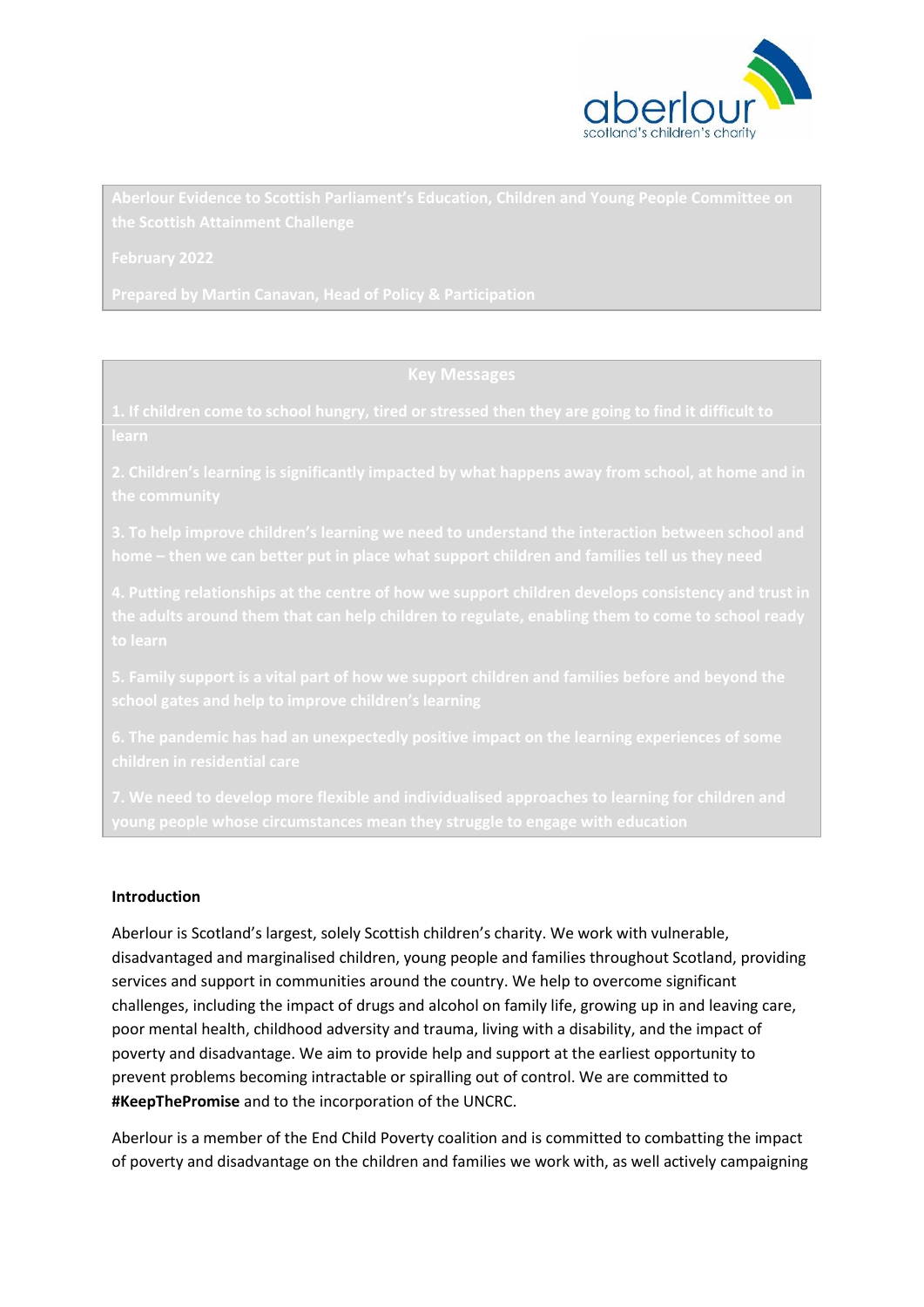**Aberlour Evidence to Scottish Parliament's Education, Children and Young People Committee on the Scottish Attainment Challenge**

**February 2022**

**Prepared by Martin Canavan, Head of Policy & Participation**

## Key Messages

**1. If children come to school hungry, tired or stressed then they are going to find it difficult to learn**

**2. Children's learning is significantly impacted by what happens away from school, at home and in the community**

**3. To help improve children's learning we need to understand the interaction between school and home – then we can better put in place what support children and families tell us they need**

**4. Putting relationships at the centre of how we support children develops consistency and trust in the adults around them that can help children to regulate, enabling them to come to school ready to learn**

**5. Family support is a vital part of how we support children and families before and beyond the school gates and help to improve children's learning**

**6. The pandemic has had an unexpectedly positive impact on the learning experiences of some children in residential care**

**7. We need to develop more flexible and individualised approaches to learning for children and young people whose circumstances mean they struggle to engage with education**

## Introduction

Aberlour is Scotland's largest, solely Scottish children's charity. We work with vulnerable, disadvantaged and marginalised children, young people and families throughout Scotland, providing services and support in communities around the country. We help to overcome significant challenges, including the impact of drugs and alcohol on family life, growing up in and leaving care, poor mental health, childhood adversity and trauma, living with a disability, and the impact of poverty and disadvantage. We aim to provide help and support at the earliest opportunity to prevent problems becoming intractable or spiralling out of control. We are committed to **#KeepThePromise** and to the incorporation of the UNCRC.

Aberlour is a member of the End Child Poverty coalition and is committed to combatting the impact of poverty and disadvantage on the children and families we work with, as well actively campaigning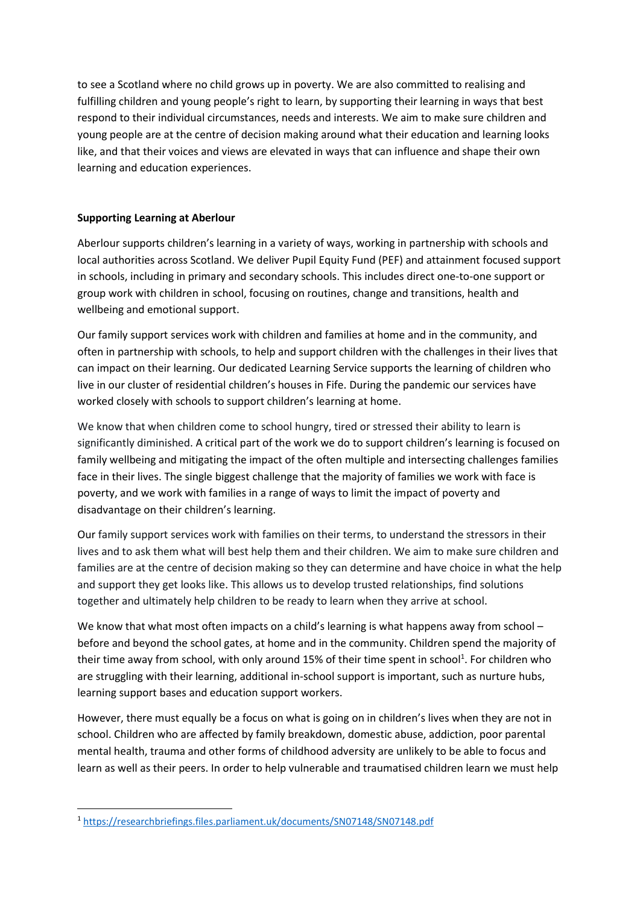to see a Scotland where no child grows up in poverty. We are also committed to realising and fulfilling children and young people's right to learn, by supporting their learning in ways that best respond to their individual circumstances, needs and interests. We aim to make sure children and young people are at the centre of decision making around what their education and learning looks like, and that their voices and views are elevated in ways that can influence and shape their own learning and education experiences.

**Supporting Learning at Aberlour**

Aberlour supports children's learning in a variety of ways, working in partnership with schools and local authorities across Scotland. We deliver Pupil Equity Fund (PEF) and attainment focused support in schools, including in primary and secondary schools. This includes direct one-to-one support or group work with children in school, focusing on routines, change and transitions, health and wellbeing and emotional support.

Our family support services work with children and families at home and in the community, and often in partnership with schools, to help and support children with the challenges in their lives that can impact on their learning. Our dedicated Learning Service supports the learning of children who live in our cluster of residential children's houses in Fife. During the pandemic our services have worked closely with schools to support children's learning at home.

We know that when children come to school hungry, tired or stressed their ability to learn is significantly diminished. A critical part of the work we do to support children's learning is focused on family wellbeing and mitigating the impact of the often multiple and intersecting challenges families face in their lives. The single biggest challenge that the majority of families we work with face is poverty, and we work with families in a range of ways to limit the impact of poverty and disadvantage on their children's learning.

Our family support services work with families on their terms, to understand the stressors in their lives and to ask them what will best help them and their children. We aim to make sure children and families are at the centre of decision making so they can determine and have choice in what the help and support they get looks like. This allows us to develop trusted relationships, find solutions together and ultimately help children to be ready to learn when they arrive at school.

We know that what most often impacts on a child's learning is what happens away from school – before and beyond the school gates, at home and in the community. Children spend the majority of their time away from school, with only around 15% of their time spent in school[1]. For children who are struggling with their learning, additional in-school support is important, such as nurture hubs, learning support bases and education support workers.

However, there must equally be a focus on what is going on in children's lives when they are not in school. Children who are affected by family breakdown, domestic abuse, addiction, poor parental mental health, trauma and other forms of childhood adversity are unlikely to be able to focus and learn as well as their peers. In order to help vulnerable and traumatised children learn we must help

[1] https://researchbriefings.files.parliament.uk/documents/SN07148/SN07148.pdf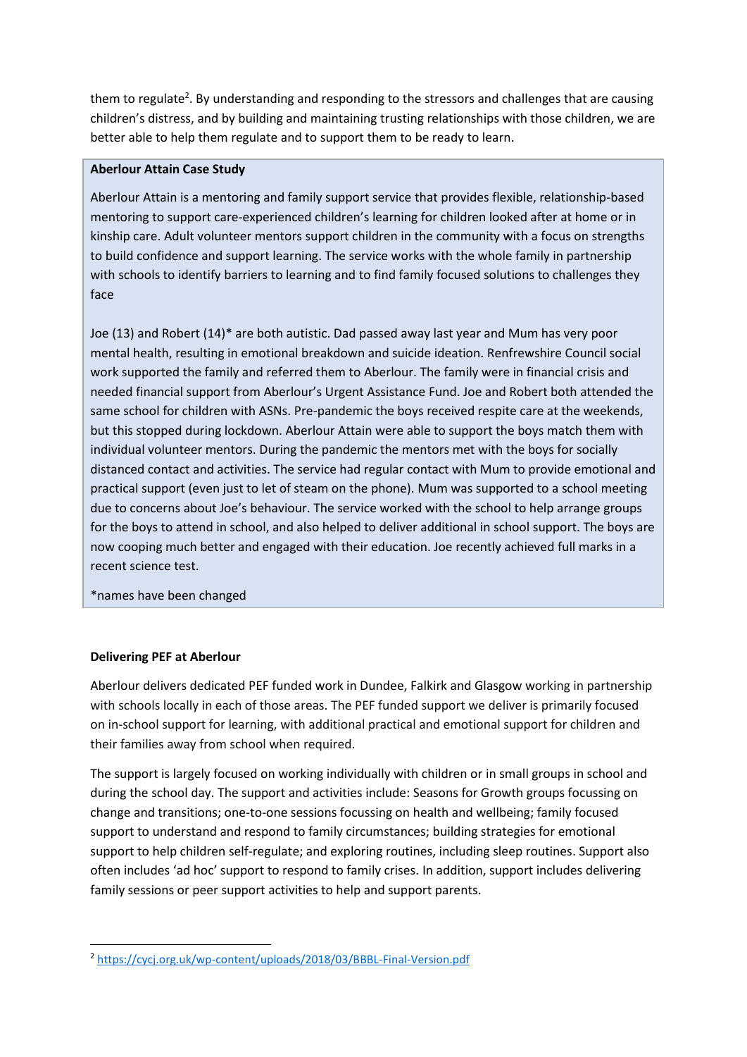them to regulate[2]. By understanding and responding to the stressors and challenges that are causing children's distress, and by building and maintaining trusting relationships with those children, we are better able to help them regulate and to support them to be ready to learn.

**Aberlour Attain Case Study**

Aberlour Attain is a mentoring and family support service that provides flexible, relationship-based mentoring to support care-experienced children's learning for children looked after at home or in kinship care. Adult volunteer mentors support children in the community with a focus on strengths to build confidence and support learning. The service works with the whole family in partnership with schools to identify barriers to learning and to find family focused solutions to challenges they face

Joe (13) and Robert (14)* are both autistic. Dad passed away last year and Mum has very poor mental health, resulting in emotional breakdown and suicide ideation. Renfrewshire Council social work supported the family and referred them to Aberlour. The family were in financial crisis and needed financial support from Aberlour's Urgent Assistance Fund. Joe and Robert both attended the same school for children with ASNs. Pre-pandemic the boys received respite care at the weekends, but this stopped during lockdown. Aberlour Attain were able to support the boys match them with individual volunteer mentors. During the pandemic the mentors met with the boys for socially distanced contact and activities. The service had regular contact with Mum to provide emotional and practical support (even just to let of steam on the phone). Mum was supported to a school meeting due to concerns about Joe's behaviour. The service worked with the school to help arrange groups for the boys to attend in school, and also helped to deliver additional in school support. The boys are now cooping much better and engaged with their education. Joe recently achieved full marks in a recent science test.

*names have been changed

**Delivering PEF at Aberlour**

Aberlour delivers dedicated PEF funded work in Dundee, Falkirk and Glasgow working in partnership with schools locally in each of those areas. The PEF funded support we deliver is primarily focused on in-school support for learning, with additional practical and emotional support for children and their families away from school when required.

The support is largely focused on working individually with children or in small groups in school and during the school day. The support and activities include: Seasons for Growth groups focussing on change and transitions; one-to-one sessions focussing on health and wellbeing; family focused support to understand and respond to family circumstances; building strategies for emotional support to help children self-regulate; and exploring routines, including sleep routines. Support also often includes 'ad hoc' support to respond to family crises. In addition, support includes delivering family sessions or peer support activities to help and support parents.

[2] https://cycj.org.uk/wp-content/uploads/2018/03/BBBL-Final-Version.pdf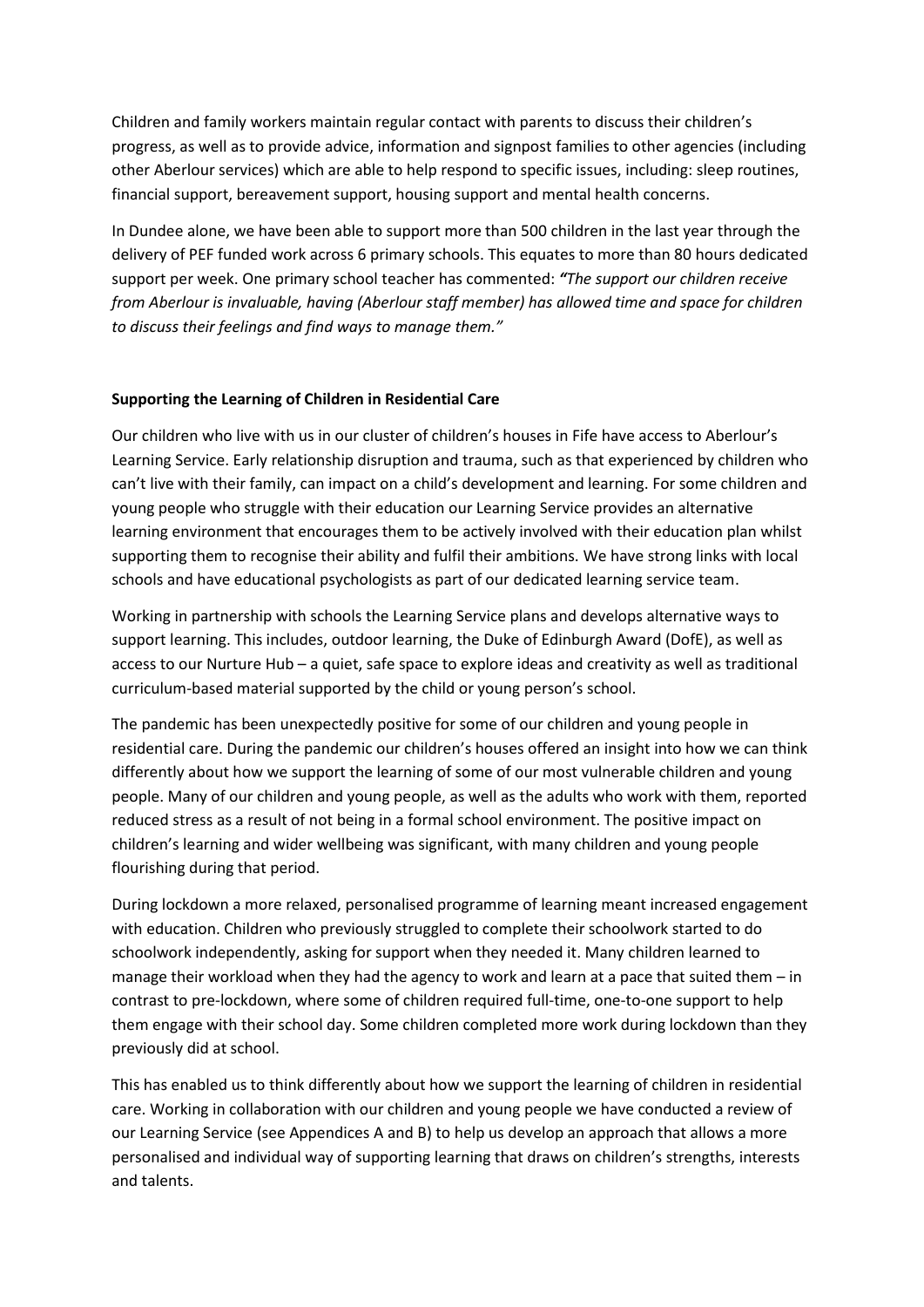Children and family workers maintain regular contact with parents to discuss their children's progress, as well as to provide advice, information and signpost families to other agencies (including other Aberlour services) which are able to help respond to specific issues, including: sleep routines, financial support, bereavement support, housing support and mental health concerns.

In Dundee alone, we have been able to support more than 500 children in the last year through the delivery of PEF funded work across 6 primary schools. This equates to more than 80 hours dedicated support per week. One primary school teacher has commented: ***"****The support our children receive from Aberlour is invaluable, having (Aberlour staff member) has allowed time and space for children to discuss their feelings and find ways to manage them."*

**Supporting the Learning of Children in Residential Care**

Our children who live with us in our cluster of children's houses in Fife have access to Aberlour's Learning Service. Early relationship disruption and trauma, such as that experienced by children who can't live with their family, can impact on a child's development and learning. For some children and young people who struggle with their education our Learning Service provides an alternative learning environment that encourages them to be actively involved with their education plan whilst supporting them to recognise their ability and fulfil their ambitions. We have strong links with local schools and have educational psychologists as part of our dedicated learning service team.

Working in partnership with schools the Learning Service plans and develops alternative ways to support learning. This includes, outdoor learning, the Duke of Edinburgh Award (DofE), as well as access to our Nurture Hub – a quiet, safe space to explore ideas and creativity as well as traditional curriculum-based material supported by the child or young person's school.

The pandemic has been unexpectedly positive for some of our children and young people in residential care. During the pandemic our children's houses offered an insight into how we can think differently about how we support the learning of some of our most vulnerable children and young people. Many of our children and young people, as well as the adults who work with them, reported reduced stress as a result of not being in a formal school environment. The positive impact on children's learning and wider wellbeing was significant, with many children and young people flourishing during that period.

During lockdown a more relaxed, personalised programme of learning meant increased engagement with education. Children who previously struggled to complete their schoolwork started to do schoolwork independently, asking for support when they needed it. Many children learned to manage their workload when they had the agency to work and learn at a pace that suited them – in contrast to pre-lockdown, where some of children required full-time, one-to-one support to help them engage with their school day. Some children completed more work during lockdown than they previously did at school.

This has enabled us to think differently about how we support the learning of children in residential care. Working in collaboration with our children and young people we have conducted a review of our Learning Service (see Appendices A and B) to help us develop an approach that allows a more personalised and individual way of supporting learning that draws on children's strengths, interests and talents.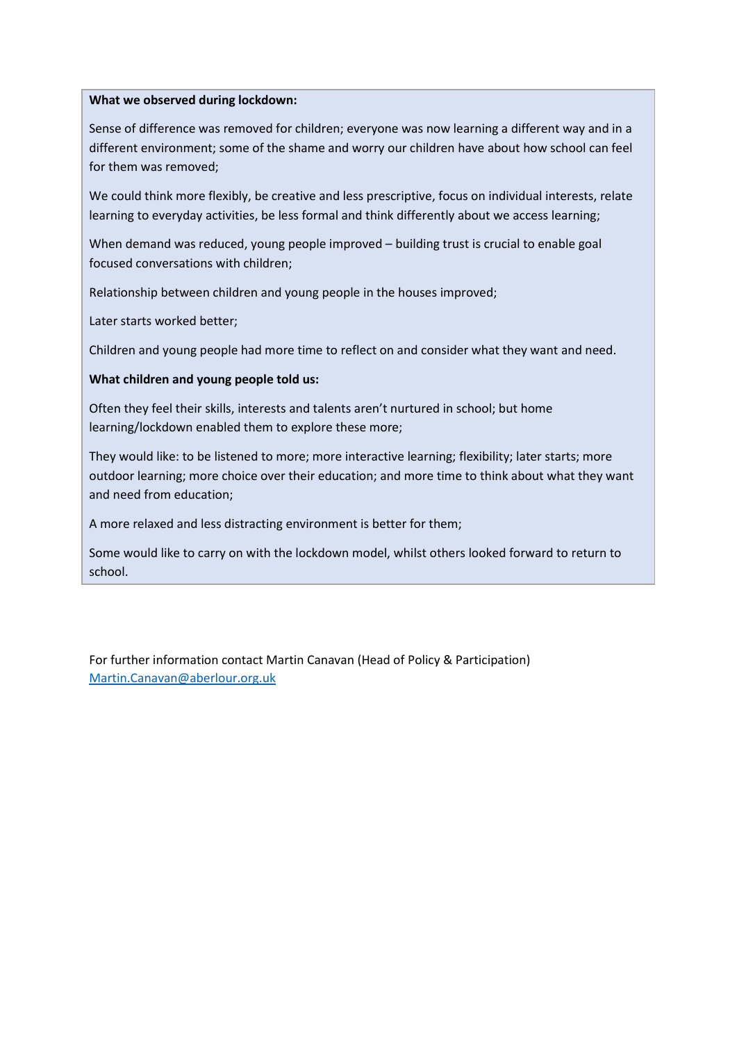**What we observed during lockdown:**

Sense of difference was removed for children; everyone was now learning a different way and in a different environment; some of the shame and worry our children have about how school can feel for them was removed;

We could think more flexibly, be creative and less prescriptive, focus on individual interests, relate learning to everyday activities, be less formal and think differently about we access learning;

When demand was reduced, young people improved – building trust is crucial to enable goal focused conversations with children;

Relationship between children and young people in the houses improved;

Later starts worked better;

Children and young people had more time to reflect on and consider what they want and need.

**What children and young people told us:**

Often they feel their skills, interests and talents aren't nurtured in school; but home learning/lockdown enabled them to explore these more;

They would like: to be listened to more; more interactive learning; flexibility; later starts; more outdoor learning; more choice over their education; and more time to think about what they want and need from education;

A more relaxed and less distracting environment is better for them;

Some would like to carry on with the lockdown model, whilst others looked forward to return to school.

For further information contact Martin Canavan (Head of Policy & Participation) Martin.Canavan@aberlour.org.uk